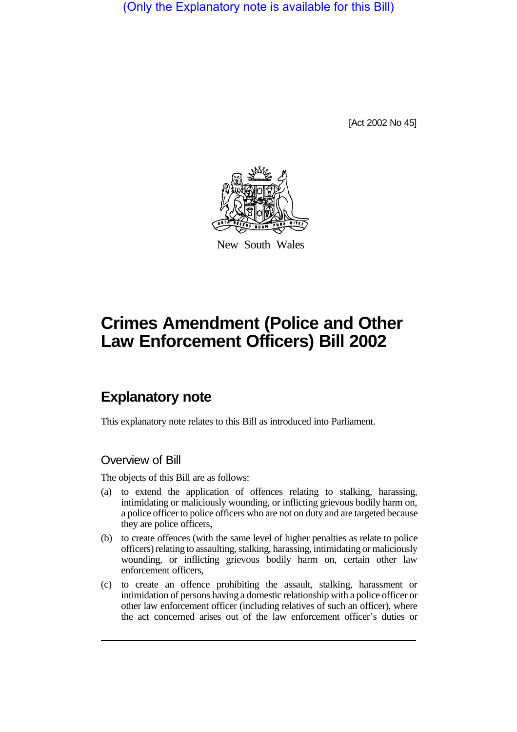(Only the Explanatory note is available for this Bill)

[Act 2002 No 45]

New South Wales

# Crimes Amendment (Police and Other Law Enforcement Officers) Bill 2002

## Explanatory note

This explanatory note relates to this Bill as introduced into Parliament.

### Overview of Bill

The objects of this Bill are as follows:

(a) to extend the application of offences relating to stalking, harassing, intimidating or maliciously wounding, or inflicting grievous bodily harm on, a police officer to police officers who are not on duty and are targeted because they are police officers,

(b) to create offences (with the same level of higher penalties as relate to police officers) relating to assaulting, stalking, harassing, intimidating or maliciously wounding, or inflicting grievous bodily harm on, certain other law enforcement officers,

(c) to create an offence prohibiting the assault, stalking, harassment or intimidation of persons having a domestic relationship with a police officer or other law enforcement officer (including relatives of such an officer), where the act concerned arises out of the law enforcement officer's duties or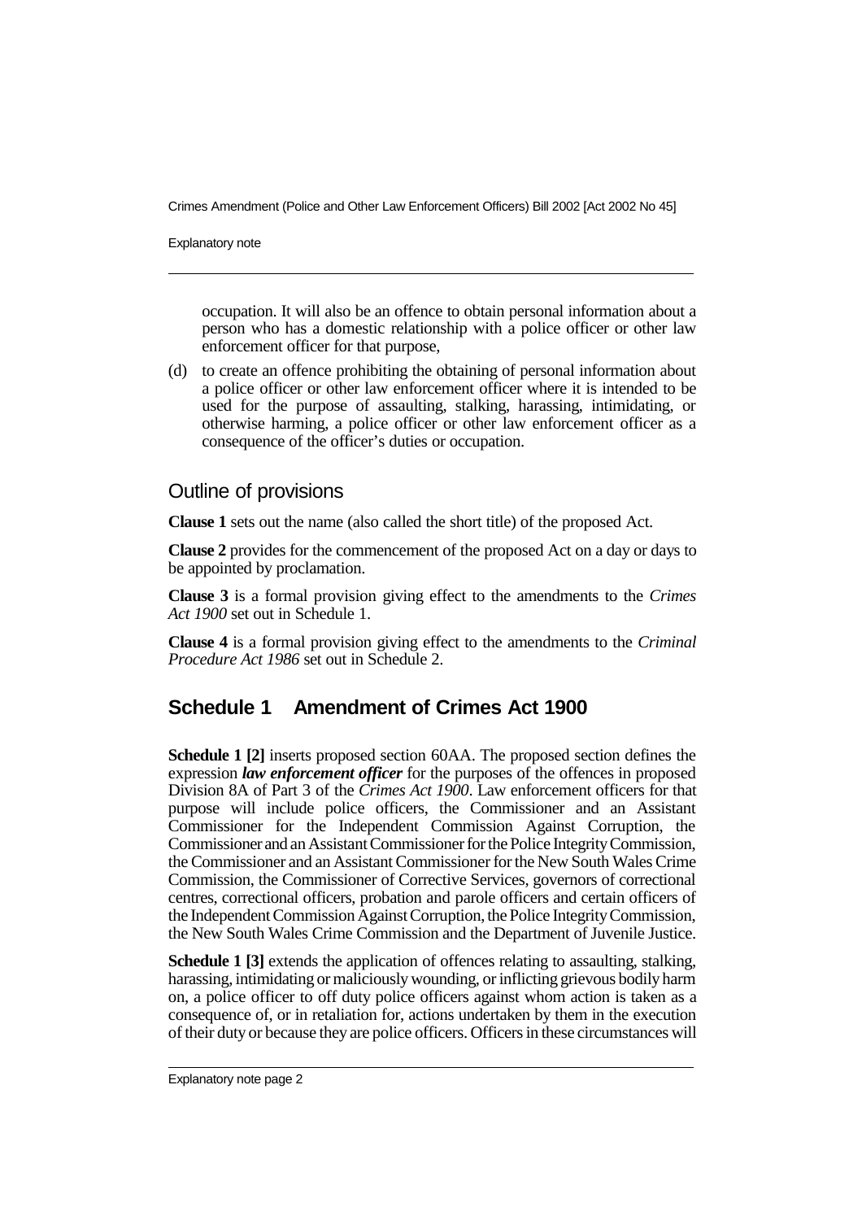occupation. It will also be an offence to obtain personal information about a person who has a domestic relationship with a police officer or other law enforcement officer for that purpose,

(d) to create an offence prohibiting the obtaining of personal information about a police officer or other law enforcement officer where it is intended to be used for the purpose of assaulting, stalking, harassing, intimidating, or otherwise harming, a police officer or other law enforcement officer as a consequence of the officer's duties or occupation.

## Outline of provisions

**Clause 1** sets out the name (also called the short title) of the proposed Act.

**Clause 2** provides for the commencement of the proposed Act on a day or days to be appointed by proclamation.

**Clause 3** is a formal provision giving effect to the amendments to the *Crimes Act 1900* set out in Schedule 1.

**Clause 4** is a formal provision giving effect to the amendments to the *Criminal Procedure Act 1986* set out in Schedule 2.

## Schedule 1 Amendment of Crimes Act 1900

**Schedule 1 [2]** inserts proposed section 60AA. The proposed section defines the expression ***law enforcement officer*** for the purposes of the offences in proposed Division 8A of Part 3 of the *Crimes Act 1900*. Law enforcement officers for that purpose will include police officers, the Commissioner and an Assistant Commissioner for the Independent Commission Against Corruption, the Commissioner and an Assistant Commissioner for the Police Integrity Commission, the Commissioner and an Assistant Commissioner for the New South Wales Crime Commission, the Commissioner of Corrective Services, governors of correctional centres, correctional officers, probation and parole officers and certain officers of the Independent Commission Against Corruption, the Police Integrity Commission, the New South Wales Crime Commission and the Department of Juvenile Justice.

**Schedule 1 [3]** extends the application of offences relating to assaulting, stalking, harassing, intimidating or maliciously wounding, or inflicting grievous bodily harm on, a police officer to off duty police officers against whom action is taken as a consequence of, or in retaliation for, actions undertaken by them in the execution of their duty or because they are police officers. Officers in these circumstances will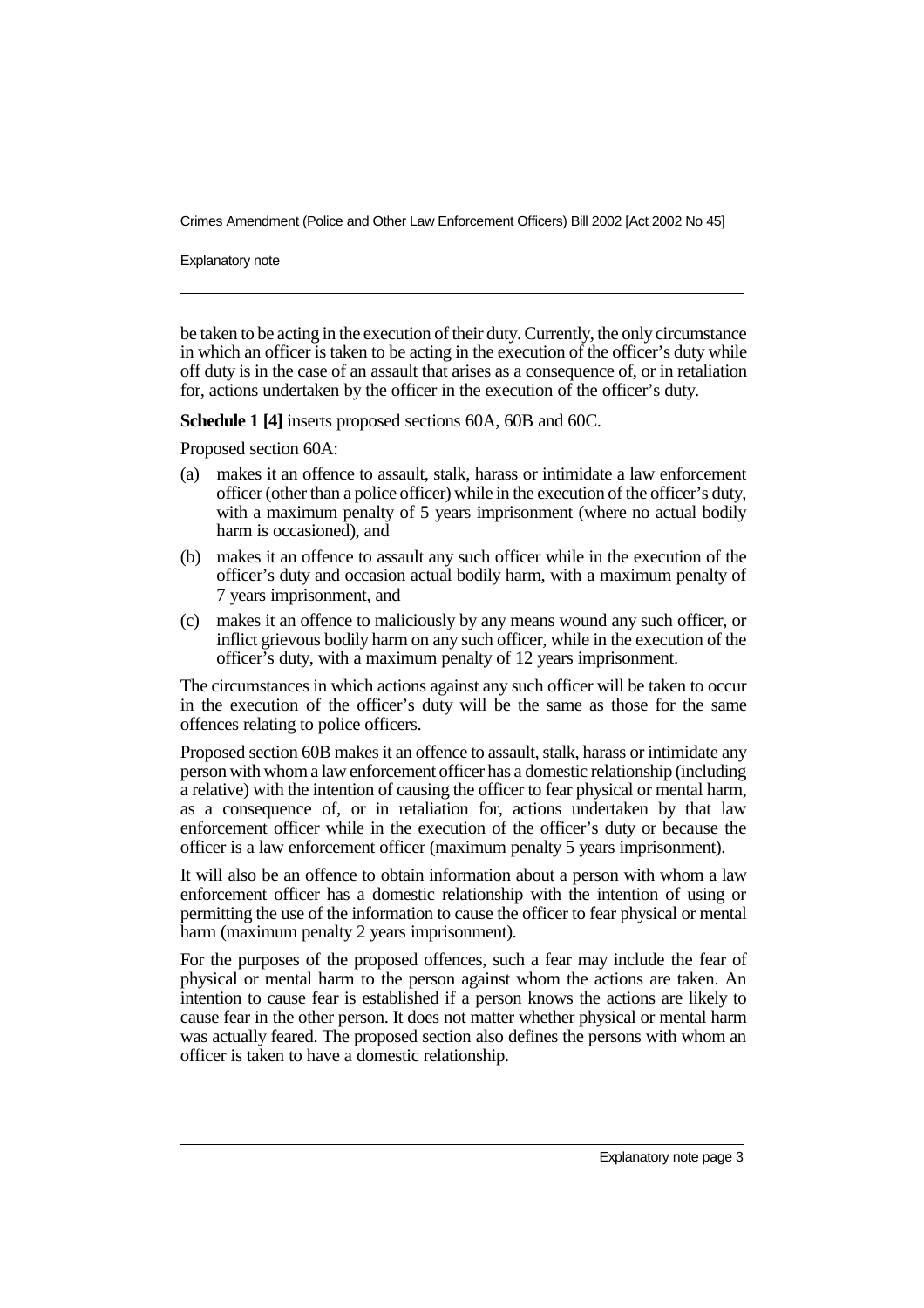be taken to be acting in the execution of their duty. Currently, the only circumstance in which an officer is taken to be acting in the execution of the officer's duty while off duty is in the case of an assault that arises as a consequence of, or in retaliation for, actions undertaken by the officer in the execution of the officer's duty.

**Schedule 1 [4]** inserts proposed sections 60A, 60B and 60C.

Proposed section 60A:

(a) makes it an offence to assault, stalk, harass or intimidate a law enforcement officer (other than a police officer) while in the execution of the officer's duty, with a maximum penalty of 5 years imprisonment (where no actual bodily harm is occasioned), and

(b) makes it an offence to assault any such officer while in the execution of the officer's duty and occasion actual bodily harm, with a maximum penalty of 7 years imprisonment, and

(c) makes it an offence to maliciously by any means wound any such officer, or inflict grievous bodily harm on any such officer, while in the execution of the officer's duty, with a maximum penalty of 12 years imprisonment.

The circumstances in which actions against any such officer will be taken to occur in the execution of the officer's duty will be the same as those for the same offences relating to police officers.

Proposed section 60B makes it an offence to assault, stalk, harass or intimidate any person with whom a law enforcement officer has a domestic relationship (including a relative) with the intention of causing the officer to fear physical or mental harm, as a consequence of, or in retaliation for, actions undertaken by that law enforcement officer while in the execution of the officer's duty or because the officer is a law enforcement officer (maximum penalty 5 years imprisonment).

It will also be an offence to obtain information about a person with whom a law enforcement officer has a domestic relationship with the intention of using or permitting the use of the information to cause the officer to fear physical or mental harm (maximum penalty 2 years imprisonment).

For the purposes of the proposed offences, such a fear may include the fear of physical or mental harm to the person against whom the actions are taken. An intention to cause fear is established if a person knows the actions are likely to cause fear in the other person. It does not matter whether physical or mental harm was actually feared. The proposed section also defines the persons with whom an officer is taken to have a domestic relationship.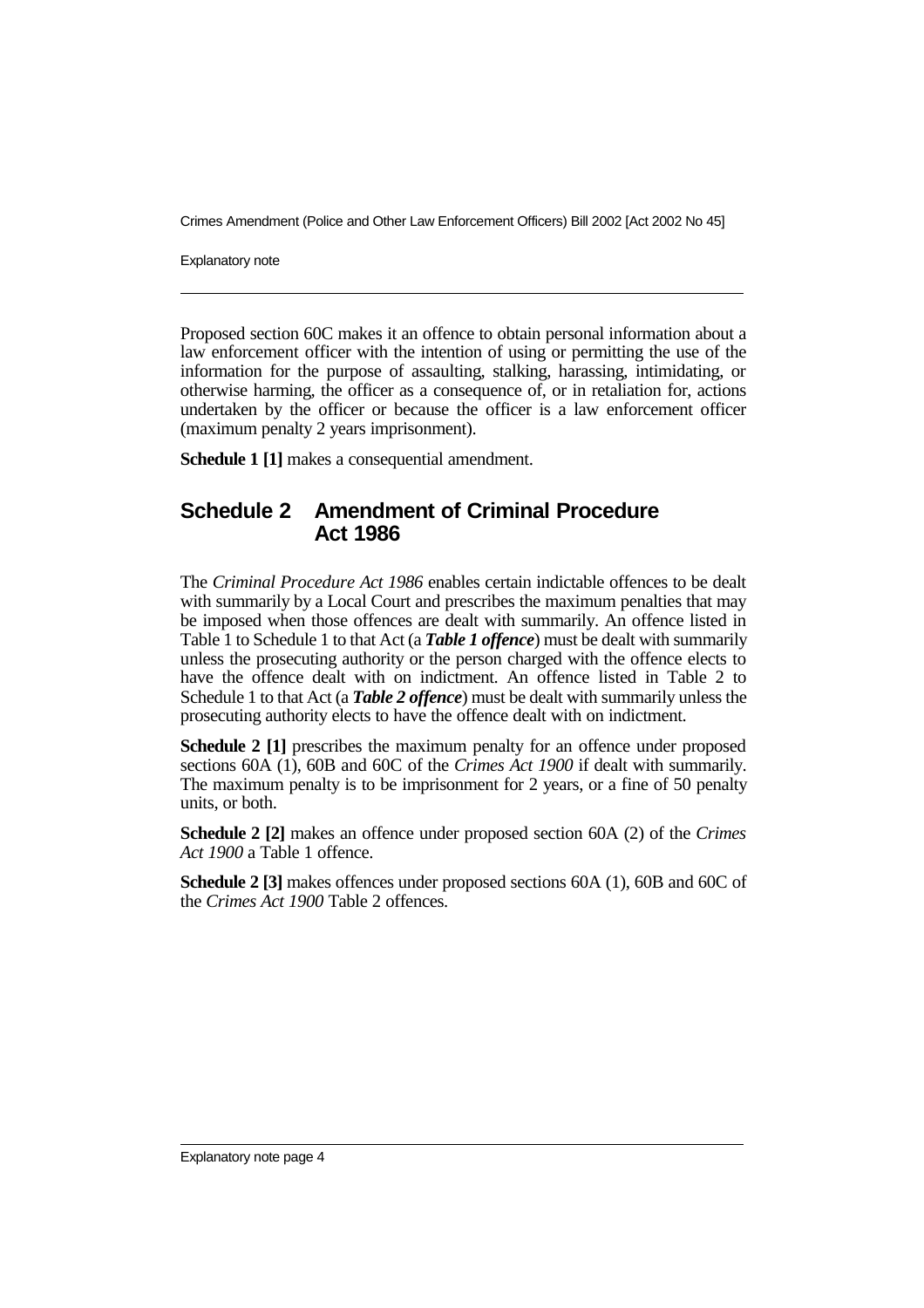Proposed section 60C makes it an offence to obtain personal information about a law enforcement officer with the intention of using or permitting the use of the information for the purpose of assaulting, stalking, harassing, intimidating, or otherwise harming, the officer as a consequence of, or in retaliation for, actions undertaken by the officer or because the officer is a law enforcement officer (maximum penalty 2 years imprisonment).

**Schedule 1 [1]** makes a consequential amendment.

## Schedule 2 Amendment of Criminal Procedure Act 1986

The *Criminal Procedure Act 1986* enables certain indictable offences to be dealt with summarily by a Local Court and prescribes the maximum penalties that may be imposed when those offences are dealt with summarily. An offence listed in Table 1 to Schedule 1 to that Act (a ***Table 1 offence***) must be dealt with summarily unless the prosecuting authority or the person charged with the offence elects to have the offence dealt with on indictment. An offence listed in Table 2 to Schedule 1 to that Act (a ***Table 2 offence***) must be dealt with summarily unless the prosecuting authority elects to have the offence dealt with on indictment.

**Schedule 2 [1]** prescribes the maximum penalty for an offence under proposed sections 60A (1), 60B and 60C of the *Crimes Act 1900* if dealt with summarily. The maximum penalty is to be imprisonment for 2 years, or a fine of 50 penalty units, or both.

**Schedule 2 [2]** makes an offence under proposed section 60A (2) of the *Crimes Act 1900* a Table 1 offence.

**Schedule 2 [3]** makes offences under proposed sections 60A (1), 60B and 60C of the *Crimes Act 1900* Table 2 offences.